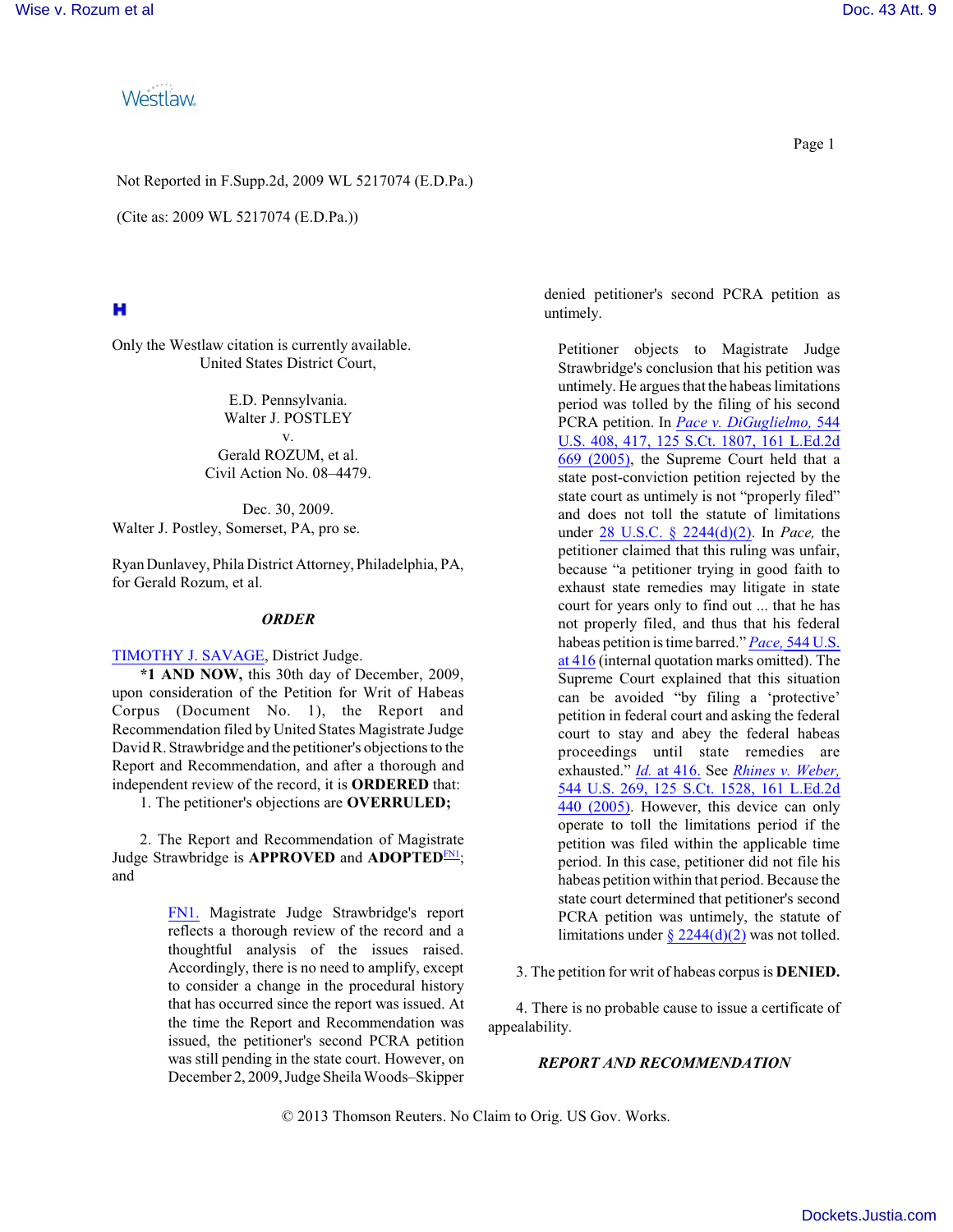Not Reported in F.Supp.2d, 2009 WL 5217074 (E.D.Pa.)

(Cite as: 2009 WL 5217074 (E.D.Pa.))

Only the Westlaw citation is currently available.

United States District Court,

E.D. Pennsylvania.

Walter J. POSTLEY

v.

Gerald ROZUM, et al.

Civil Action No. 08–4479.

Dec. 30, 2009.

Walter J. Postley, Somerset, PA, pro se.

Ryan Dunlavey, Phila District Attorney, Philadelphia, PA, for Gerald Rozum, et al.

## *ORDER*

TIMOTHY J. SAVAGE, District Judge.

**\*1 AND NOW,** this 30th day of December, 2009, upon consideration of the Petition for Writ of Habeas Corpus (Document No. 1), the Report and Recommendation filed by United States Magistrate Judge David R. Strawbridge and the petitioner's objections to the Report and Recommendation, and after a thorough and independent review of the record, it is **ORDERED** that:

1. The petitioner's objections are **OVERRULED;**

2. The Report and Recommendation of Magistrate Judge Strawbridge is **APPROVED** and **ADOPTED**[FN1]; and

> FN1. Magistrate Judge Strawbridge's report reflects a thorough review of the record and a thoughtful analysis of the issues raised. Accordingly, there is no need to amplify, except to consider a change in the procedural history that has occurred since the report was issued. At the time the Report and Recommendation was issued, the petitioner's second PCRA petition was still pending in the state court. However, on December 2, 2009, Judge Sheila Woods–Skipper denied petitioner's second PCRA petition as untimely.
>
> Petitioner objects to Magistrate Judge Strawbridge's conclusion that his petition was untimely. He argues that the habeas limitations period was tolled by the filing of his second PCRA petition. In *Pace v. DiGuglielmo,* 544 U.S. 408, 417, 125 S.Ct. 1807, 161 L.Ed.2d 669 (2005), the Supreme Court held that a state post-conviction petition rejected by the state court as untimely is not "properly filed" and does not toll the statute of limitations under 28 U.S.C. § 2244(d)(2). In *Pace,* the petitioner claimed that this ruling was unfair, because "a petitioner trying in good faith to exhaust state remedies may litigate in state court for years only to find out ... that he has not properly filed, and thus that his federal habeas petition is time barred." *Pace,* 544 U.S. at 416 (internal quotation marks omitted). The Supreme Court explained that this situation can be avoided "by filing a 'protective' petition in federal court and asking the federal court to stay and abey the federal habeas proceedings until state remedies are exhausted." *Id.* at 416. See *Rhines v. Weber,* 544 U.S. 269, 125 S.Ct. 1528, 161 L.Ed.2d 440 (2005). However, this device can only operate to toll the limitations period if the petition was filed within the applicable time period. In this case, petitioner did not file his habeas petition within that period. Because the state court determined that petitioner's second PCRA petition was untimely, the statute of limitations under § 2244(d)(2) was not tolled.

3. The petition for writ of habeas corpus is **DENIED.**

4. There is no probable cause to issue a certificate of appealability.

## *REPORT AND RECOMMENDATION*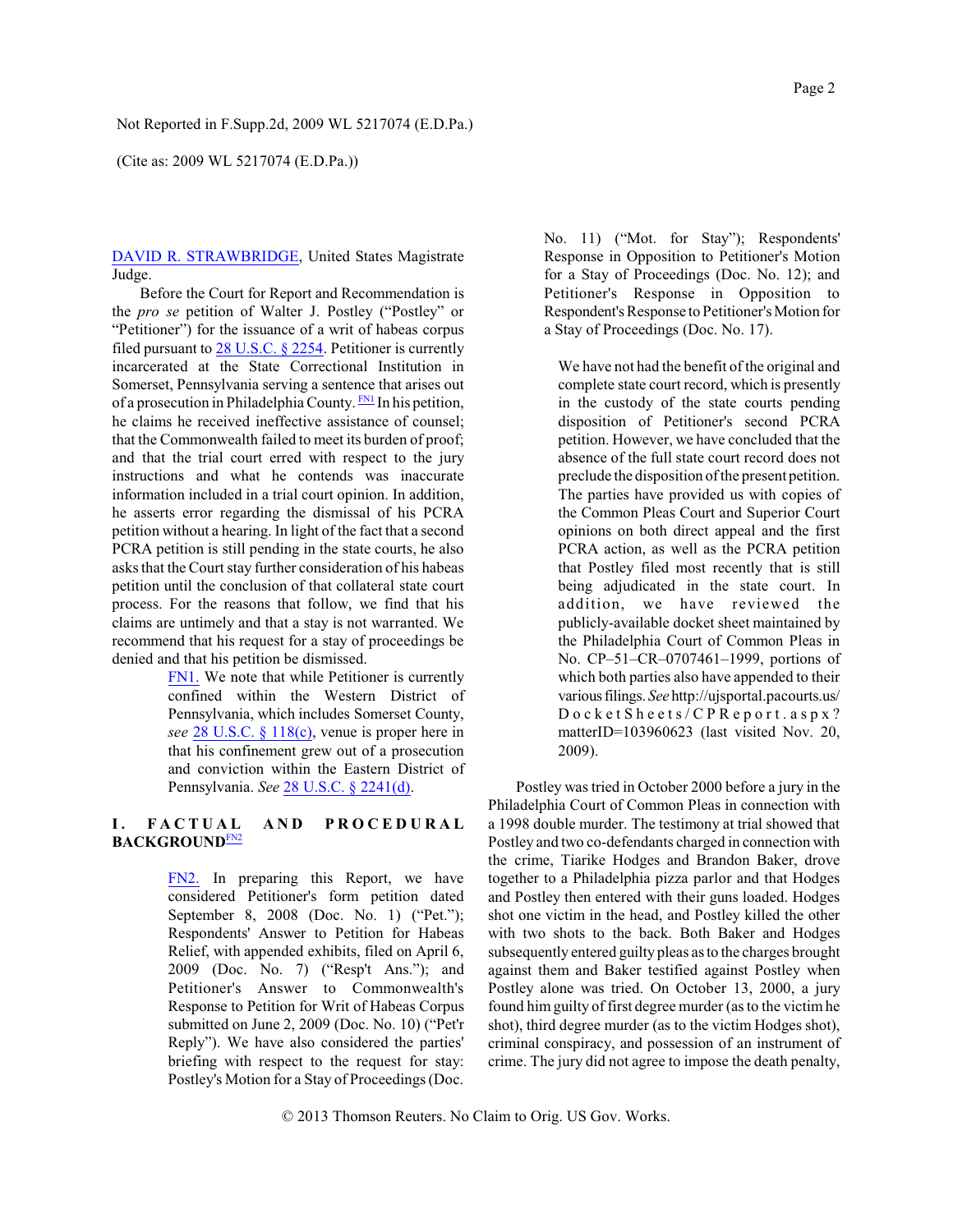DAVID R. STRAWBRIDGE, United States Magistrate Judge.

Before the Court for Report and Recommendation is the *pro se* petition of Walter J. Postley ("Postley" or "Petitioner") for the issuance of a writ of habeas corpus filed pursuant to 28 U.S.C. § 2254. Petitioner is currently incarcerated at the State Correctional Institution in Somerset, Pennsylvania serving a sentence that arises out of a prosecution in Philadelphia County. [FN1] In his petition, he claims he received ineffective assistance of counsel; that the Commonwealth failed to meet its burden of proof; and that the trial court erred with respect to the jury instructions and what he contends was inaccurate information included in a trial court opinion. In addition, he asserts error regarding the dismissal of his PCRA petition without a hearing. In light of the fact that a second PCRA petition is still pending in the state courts, he also asks that the Court stay further consideration of his habeas petition until the conclusion of that collateral state court process. For the reasons that follow, we find that his claims are untimely and that a stay is not warranted. We recommend that his request for a stay of proceedings be denied and that his petition be dismissed.

> FN1. We note that while Petitioner is currently confined within the Western District of Pennsylvania, which includes Somerset County, *see* 28 U.S.C. § 118(c), venue is proper here in that his confinement grew out of a prosecution and conviction within the Eastern District of Pennsylvania. *See* 28 U.S.C. § 2241(d).

## I. FACTUAL AND PROCEDURAL BACKGROUND[FN2]

> FN2. In preparing this Report, we have considered Petitioner's form petition dated September 8, 2008 (Doc. No. 1) ("Pet."); Respondents' Answer to Petition for Habeas Relief, with appended exhibits, filed on April 6, 2009 (Doc. No. 7) ("Resp't Ans."); and Petitioner's Answer to Commonwealth's Response to Petition for Writ of Habeas Corpus submitted on June 2, 2009 (Doc. No. 10) ("Pet'r Reply"). We have also considered the parties' briefing with respect to the request for stay: Postley's Motion for a Stay of Proceedings (Doc. No. 11) ("Mot. for Stay"); Respondents' Response in Opposition to Petitioner's Motion for a Stay of Proceedings (Doc. No. 12); and Petitioner's Response in Opposition to Respondent's Response to Petitioner's Motion for a Stay of Proceedings (Doc. No. 17).
>
> We have not had the benefit of the original and complete state court record, which is presently in the custody of the state courts pending disposition of Petitioner's second PCRA petition. However, we have concluded that the absence of the full state court record does not preclude the disposition of the present petition. The parties have provided us with copies of the Common Pleas Court and Superior Court opinions on both direct appeal and the first PCRA action, as well as the PCRA petition that Postley filed most recently that is still being adjudicated in the state court. In addition, we have reviewed the publicly-available docket sheet maintained by the Philadelphia Court of Common Pleas in No. CP–51–CR–0707461–1999, portions of which both parties also have appended to their various filings. *See* http://ujsportal.pacourts.us/DocketSheets/CPReport.aspx?matterID=103960623 (last visited Nov. 20, 2009).

Postley was tried in October 2000 before a jury in the Philadelphia Court of Common Pleas in connection with a 1998 double murder. The testimony at trial showed that Postley and two co-defendants charged in connection with the crime, Tiarike Hodges and Brandon Baker, drove together to a Philadelphia pizza parlor and that Hodges and Postley then entered with their guns loaded. Hodges shot one victim in the head, and Postley killed the other with two shots to the back. Both Baker and Hodges subsequently entered guilty pleas as to the charges brought against them and Baker testified against Postley when Postley alone was tried. On October 13, 2000, a jury found him guilty of first degree murder (as to the victim he shot), third degree murder (as to the victim Hodges shot), criminal conspiracy, and possession of an instrument of crime. The jury did not agree to impose the death penalty,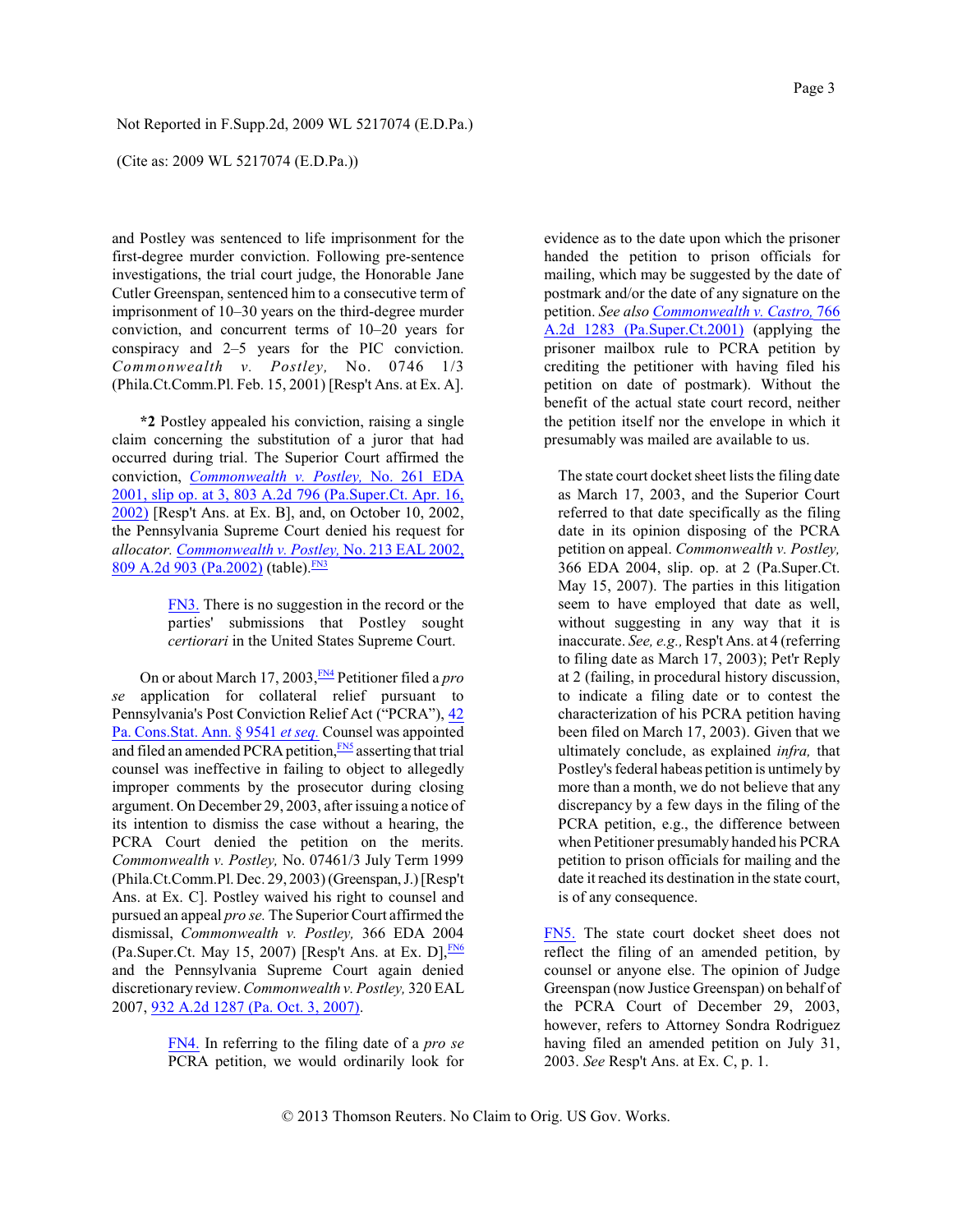and Postley was sentenced to life imprisonment for the first-degree murder conviction. Following pre-sentence investigations, the trial court judge, the Honorable Jane Cutler Greenspan, sentenced him to a consecutive term of imprisonment of 10–30 years on the third-degree murder conviction, and concurrent terms of 10–20 years for conspiracy and 2–5 years for the PIC conviction. *Commonwealth v. Postley,* No. 0746 1/3 (Phila.Ct.Comm.Pl. Feb. 15, 2001) [Resp't Ans. at Ex. A].

**\*2** Postley appealed his conviction, raising a single claim concerning the substitution of a juror that had occurred during trial. The Superior Court affirmed the conviction, *Commonwealth v. Postley,* No. 261 EDA 2001, slip op. at 3, 803 A.2d 796 (Pa.Super.Ct. Apr. 16, 2002) [Resp't Ans. at Ex. B], and, on October 10, 2002, the Pennsylvania Supreme Court denied his request for *allocator. Commonwealth v. Postley,* No. 213 EAL 2002, 809 A.2d 903 (Pa.2002) (table).[FN3]

> FN3. There is no suggestion in the record or the parties' submissions that Postley sought *certiorari* in the United States Supreme Court.

On or about March 17, 2003,[FN4] Petitioner filed a *pro se* application for collateral relief pursuant to Pennsylvania's Post Conviction Relief Act ("PCRA"), 42 Pa. Cons.Stat. Ann. § 9541 *et seq.* Counsel was appointed and filed an amended PCRA petition,[FN5] asserting that trial counsel was ineffective in failing to object to allegedly improper comments by the prosecutor during closing argument. On December 29, 2003, after issuing a notice of its intention to dismiss the case without a hearing, the PCRA Court denied the petition on the merits. *Commonwealth v. Postley,* No. 07461/3 July Term 1999 (Phila.Ct.Comm.Pl. Dec. 29, 2003) (Greenspan, J.) [Resp't Ans. at Ex. C]. Postley waived his right to counsel and pursued an appeal *pro se.* The Superior Court affirmed the dismissal, *Commonwealth v. Postley,* 366 EDA 2004 (Pa.Super.Ct. May 15, 2007) [Resp't Ans. at Ex. D],[FN6] and the Pennsylvania Supreme Court again denied discretionary review. *Commonwealth v. Postley,* 320 EAL 2007, 932 A.2d 1287 (Pa. Oct. 3, 2007).

> FN4. In referring to the filing date of a *pro se* PCRA petition, we would ordinarily look for evidence as to the date upon which the prisoner handed the petition to prison officials for mailing, which may be suggested by the date of postmark and/or the date of any signature on the petition. *See also Commonwealth v. Castro,* 766 A.2d 1283 (Pa.Super.Ct.2001) (applying the prisoner mailbox rule to PCRA petition by crediting the petitioner with having filed his petition on date of postmark). Without the benefit of the actual state court record, neither the petition itself nor the envelope in which it presumably was mailed are available to us.
>
> The state court docket sheet lists the filing date as March 17, 2003, and the Superior Court referred to that date specifically as the filing date in its opinion disposing of the PCRA petition on appeal. *Commonwealth v. Postley,* 366 EDA 2004, slip. op. at 2 (Pa.Super.Ct. May 15, 2007). The parties in this litigation seem to have employed that date as well, without suggesting in any way that it is inaccurate. *See, e.g.,* Resp't Ans. at 4 (referring to filing date as March 17, 2003); Pet'r Reply at 2 (failing, in procedural history discussion, to indicate a filing date or to contest the characterization of his PCRA petition having been filed on March 17, 2003). Given that we ultimately conclude, as explained *infra,* that Postley's federal habeas petition is untimely by more than a month, we do not believe that any discrepancy by a few days in the filing of the PCRA petition, e.g., the difference between when Petitioner presumably handed his PCRA petition to prison officials for mailing and the date it reached its destination in the state court, is of any consequence.

> FN5. The state court docket sheet does not reflect the filing of an amended petition, by counsel or anyone else. The opinion of Judge Greenspan (now Justice Greenspan) on behalf of the PCRA Court of December 29, 2003, however, refers to Attorney Sondra Rodriguez having filed an amended petition on July 31, 2003. *See* Resp't Ans. at Ex. C, p. 1.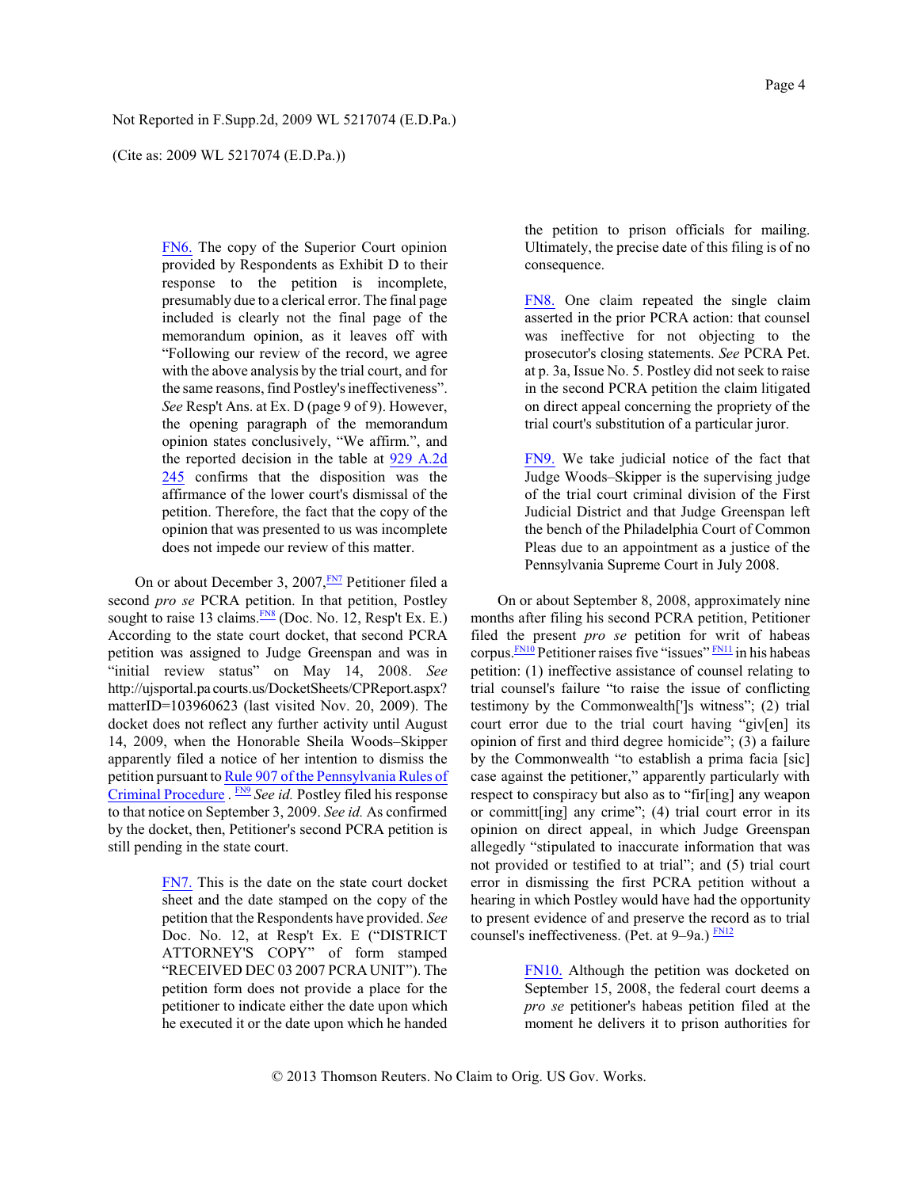FN6. The copy of the Superior Court opinion provided by Respondents as Exhibit D to their response to the petition is incomplete, presumably due to a clerical error. The final page included is clearly not the final page of the memorandum opinion, as it leaves off with "Following our review of the record, we agree with the above analysis by the trial court, and for the same reasons, find Postley's ineffectiveness". *See* Resp't Ans. at Ex. D (page 9 of 9). However, the opening paragraph of the memorandum opinion states conclusively, "We affirm.", and the reported decision in the table at 929 A.2d 245 confirms that the disposition was the affirmance of the lower court's dismissal of the petition. Therefore, the fact that the copy of the opinion that was presented to us was incomplete does not impede our review of this matter.

On or about December 3, 2007,[FN7] Petitioner filed a second *pro se* PCRA petition. In that petition, Postley sought to raise 13 claims.[FN8] (Doc. No. 12, Resp't Ex. E.) According to the state court docket, that second PCRA petition was assigned to Judge Greenspan and was in "initial review status" on May 14, 2008. *See* http://ujsportal.pa courts.us/DocketSheets/CPReport.aspx?matterID=103960623 (last visited Nov. 20, 2009). The docket does not reflect any further activity until August 14, 2009, when the Honorable Sheila Woods–Skipper apparently filed a notice of her intention to dismiss the petition pursuant to Rule 907 of the Pennsylvania Rules of Criminal Procedure . [FN9] *See id.* Postley filed his response to that notice on September 3, 2009. *See id.* As confirmed by the docket, then, Petitioner's second PCRA petition is still pending in the state court.

FN7. This is the date on the state court docket sheet and the date stamped on the copy of the petition that the Respondents have provided. *See* Doc. No. 12, at Resp't Ex. E ("DISTRICT ATTORNEY'S COPY" of form stamped "RECEIVED DEC 03 2007 PCRA UNIT"). The petition form does not provide a place for the petitioner to indicate either the date upon which he executed it or the date upon which he handed the petition to prison officials for mailing. Ultimately, the precise date of this filing is of no consequence.

FN8. One claim repeated the single claim asserted in the prior PCRA action: that counsel was ineffective for not objecting to the prosecutor's closing statements. *See* PCRA Pet. at p. 3a, Issue No. 5. Postley did not seek to raise in the second PCRA petition the claim litigated on direct appeal concerning the propriety of the trial court's substitution of a particular juror.

FN9. We take judicial notice of the fact that Judge Woods–Skipper is the supervising judge of the trial court criminal division of the First Judicial District and that Judge Greenspan left the bench of the Philadelphia Court of Common Pleas due to an appointment as a justice of the Pennsylvania Supreme Court in July 2008.

On or about September 8, 2008, approximately nine months after filing his second PCRA petition, Petitioner filed the present *pro se* petition for writ of habeas corpus.[FN10] Petitioner raises five "issues" [FN11] in his habeas petition: (1) ineffective assistance of counsel relating to trial counsel's failure "to raise the issue of conflicting testimony by the Commonwealth[']s witness"; (2) trial court error due to the trial court having "giv[en] its opinion of first and third degree homicide"; (3) a failure by the Commonwealth "to establish a prima facia [sic] case against the petitioner," apparently particularly with respect to conspiracy but also as to "fir[ing] any weapon or committ[ing] any crime"; (4) trial court error in its opinion on direct appeal, in which Judge Greenspan allegedly "stipulated to inaccurate information that was not provided or testified to at trial"; and (5) trial court error in dismissing the first PCRA petition without a hearing in which Postley would have had the opportunity to present evidence of and preserve the record as to trial counsel's ineffectiveness. (Pet. at 9–9a.) [FN12]

FN10. Although the petition was docketed on September 15, 2008, the federal court deems a *pro se* petitioner's habeas petition filed at the moment he delivers it to prison authorities for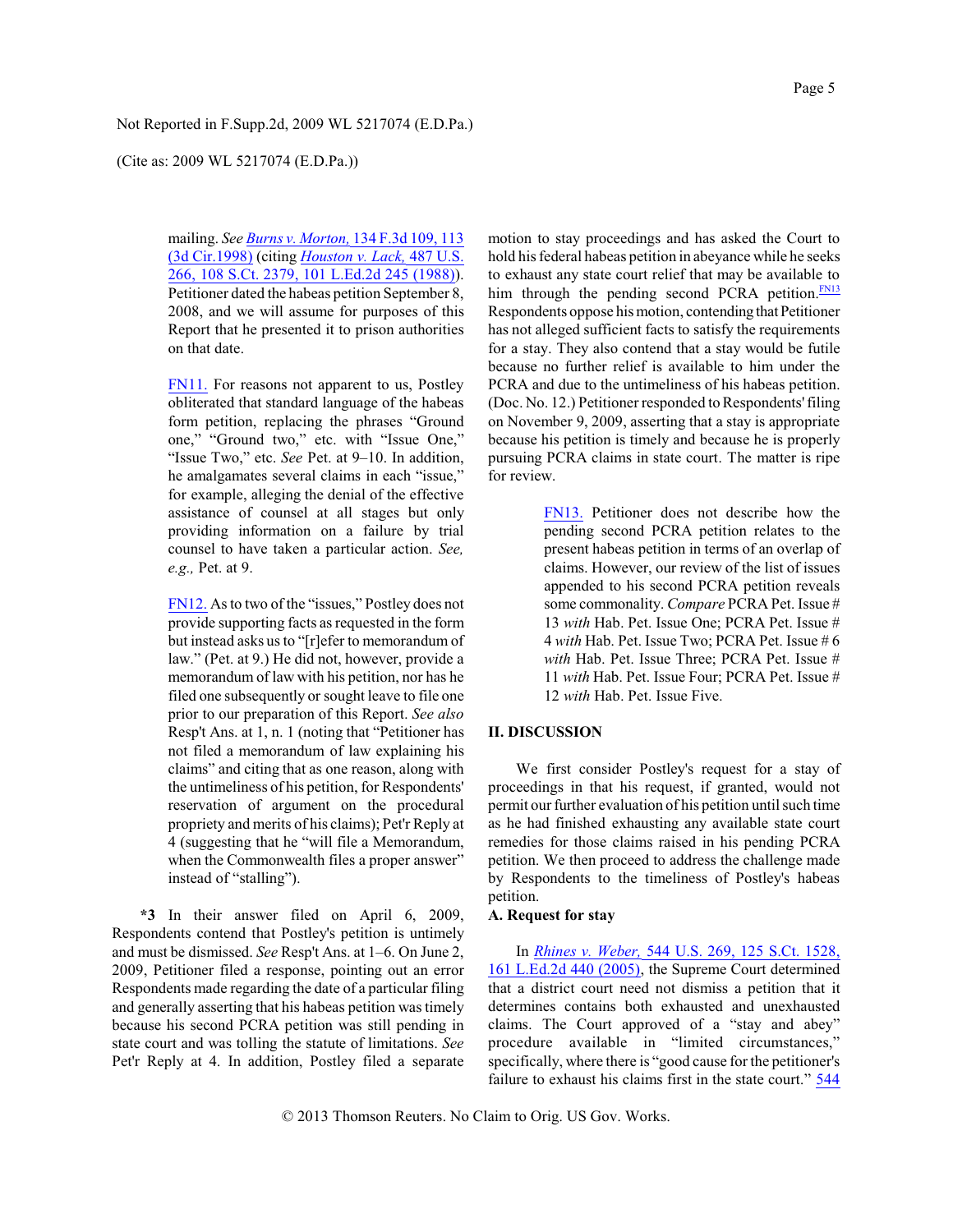mailing. *See Burns v. Morton,* 134 F.3d 109, 113 (3d Cir.1998) (citing *Houston v. Lack,* 487 U.S. 266, 108 S.Ct. 2379, 101 L.Ed.2d 245 (1988)). Petitioner dated the habeas petition September 8, 2008, and we will assume for purposes of this Report that he presented it to prison authorities on that date.

FN11. For reasons not apparent to us, Postley obliterated that standard language of the habeas form petition, replacing the phrases "Ground one," "Ground two," etc. with "Issue One," "Issue Two," etc. *See* Pet. at 9–10. In addition, he amalgamates several claims in each "issue," for example, alleging the denial of the effective assistance of counsel at all stages but only providing information on a failure by trial counsel to have taken a particular action. *See, e.g.,* Pet. at 9.

FN12. As to two of the "issues," Postley does not provide supporting facts as requested in the form but instead asks us to "[r]efer to memorandum of law." (Pet. at 9.) He did not, however, provide a memorandum of law with his petition, nor has he filed one subsequently or sought leave to file one prior to our preparation of this Report. *See also* Resp't Ans. at 1, n. 1 (noting that "Petitioner has not filed a memorandum of law explaining his claims" and citing that as one reason, along with the untimeliness of his petition, for Respondents' reservation of argument on the procedural propriety and merits of his claims); Pet'r Reply at 4 (suggesting that he "will file a Memorandum, when the Commonwealth files a proper answer" instead of "stalling").

**\*3** In their answer filed on April 6, 2009, Respondents contend that Postley's petition is untimely and must be dismissed. *See* Resp't Ans. at 1–6. On June 2, 2009, Petitioner filed a response, pointing out an error Respondents made regarding the date of a particular filing and generally asserting that his habeas petition was timely because his second PCRA petition was still pending in state court and was tolling the statute of limitations. *See* Pet'r Reply at 4. In addition, Postley filed a separate motion to stay proceedings and has asked the Court to hold his federal habeas petition in abeyance while he seeks to exhaust any state court relief that may be available to him through the pending second PCRA petition.[FN13] Respondents oppose his motion, contending that Petitioner has not alleged sufficient facts to satisfy the requirements for a stay. They also contend that a stay would be futile because no further relief is available to him under the PCRA and due to the untimeliness of his habeas petition. (Doc. No. 12.) Petitioner responded to Respondents' filing on November 9, 2009, asserting that a stay is appropriate because his petition is timely and because he is properly pursuing PCRA claims in state court. The matter is ripe for review.

FN13. Petitioner does not describe how the pending second PCRA petition relates to the present habeas petition in terms of an overlap of claims. However, our review of the list of issues appended to his second PCRA petition reveals some commonality. *Compare* PCRA Pet. Issue # 13 *with* Hab. Pet. Issue One; PCRA Pet. Issue # 4 *with* Hab. Pet. Issue Two; PCRA Pet. Issue # 6 *with* Hab. Pet. Issue Three; PCRA Pet. Issue # 11 *with* Hab. Pet. Issue Four; PCRA Pet. Issue # 12 *with* Hab. Pet. Issue Five.

## II. DISCUSSION

We first consider Postley's request for a stay of proceedings in that his request, if granted, would not permit our further evaluation of his petition until such time as he had finished exhausting any available state court remedies for those claims raised in his pending PCRA petition. We then proceed to address the challenge made by Respondents to the timeliness of Postley's habeas petition.

### A. Request for stay

In *Rhines v. Weber,* 544 U.S. 269, 125 S.Ct. 1528, 161 L.Ed.2d 440 (2005), the Supreme Court determined that a district court need not dismiss a petition that it determines contains both exhausted and unexhausted claims. The Court approved of a "stay and abey" procedure available in "limited circumstances," specifically, where there is "good cause for the petitioner's failure to exhaust his claims first in the state court." 544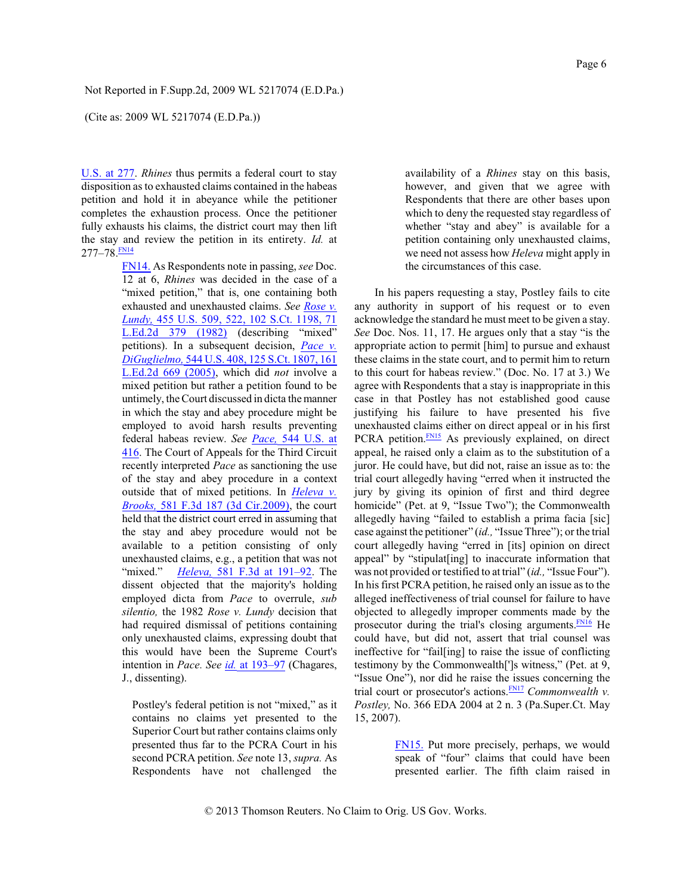U.S. at 277. *Rhines* thus permits a federal court to stay disposition as to exhausted claims contained in the habeas petition and hold it in abeyance while the petitioner completes the exhaustion process. Once the petitioner fully exhausts his claims, the district court may then lift the stay and review the petition in its entirety. *Id.* at 277–78.[FN14]

> FN14. As Respondents note in passing, *see* Doc. 12 at 6, *Rhines* was decided in the case of a "mixed petition," that is, one containing both exhausted and unexhausted claims. *See Rose v. Lundy,* 455 U.S. 509, 522, 102 S.Ct. 1198, 71 L.Ed.2d 379 (1982) (describing "mixed" petitions). In a subsequent decision, *Pace v. DiGuglielmo,* 544 U.S. 408, 125 S.Ct. 1807, 161 L.Ed.2d 669 (2005), which did *not* involve a mixed petition but rather a petition found to be untimely, the Court discussed in dicta the manner in which the stay and abey procedure might be employed to avoid harsh results preventing federal habeas review. *See Pace,* 544 U.S. at 416. The Court of Appeals for the Third Circuit recently interpreted *Pace* as sanctioning the use of the stay and abey procedure in a context outside that of mixed petitions. In *Heleva v. Brooks,* 581 F.3d 187 (3d Cir.2009), the court held that the district court erred in assuming that the stay and abey procedure would not be available to a petition consisting of only unexhausted claims, e.g., a petition that was not "mixed." *Heleva,* 581 F.3d at 191–92. The dissent objected that the majority's holding employed dicta from *Pace* to overrule, *sub silentio,* the 1982 *Rose v. Lundy* decision that had required dismissal of petitions containing only unexhausted claims, expressing doubt that this would have been the Supreme Court's intention in *Pace. See id.* at 193–97 (Chagares, J., dissenting).
>
> Postley's federal petition is not "mixed," as it contains no claims yet presented to the Superior Court but rather contains claims only presented thus far to the PCRA Court in his second PCRA petition. *See* note 13, *supra.* As Respondents have not challenged the availability of a *Rhines* stay on this basis, however, and given that we agree with Respondents that there are other bases upon which to deny the requested stay regardless of whether "stay and abey" is available for a petition containing only unexhausted claims, we need not assess how *Heleva* might apply in the circumstances of this case.

In his papers requesting a stay, Postley fails to cite any authority in support of his request or to even acknowledge the standard he must meet to be given a stay. *See* Doc. Nos. 11, 17. He argues only that a stay "is the appropriate action to permit [him] to pursue and exhaust these claims in the state court, and to permit him to return to this court for habeas review." (Doc. No. 17 at 3.) We agree with Respondents that a stay is inappropriate in this case in that Postley has not established good cause justifying his failure to have presented his five unexhausted claims either on direct appeal or in his first PCRA petition.[FN15] As previously explained, on direct appeal, he raised only a claim as to the substitution of a juror. He could have, but did not, raise an issue as to: the trial court allegedly having "erred when it instructed the jury by giving its opinion of first and third degree homicide" (Pet. at 9, "Issue Two"); the Commonwealth allegedly having "failed to establish a prima facia [sic] case against the petitioner" (*id.,* "Issue Three"); or the trial court allegedly having "erred in [its] opinion on direct appeal" by "stipulat[ing] to inaccurate information that was not provided or testified to at trial" (*id.,* "Issue Four"). In his first PCRA petition, he raised only an issue as to the alleged ineffectiveness of trial counsel for failure to have objected to allegedly improper comments made by the prosecutor during the trial's closing arguments.[FN16] He could have, but did not, assert that trial counsel was ineffective for "fail[ing] to raise the issue of conflicting testimony by the Commonwealth[']s witness," (Pet. at 9, "Issue One"), nor did he raise the issues concerning the trial court or prosecutor's actions.[FN17] *Commonwealth v. Postley,* No. 366 EDA 2004 at 2 n. 3 (Pa.Super.Ct. May 15, 2007).

> FN15. Put more precisely, perhaps, we would speak of "four" claims that could have been presented earlier. The fifth claim raised in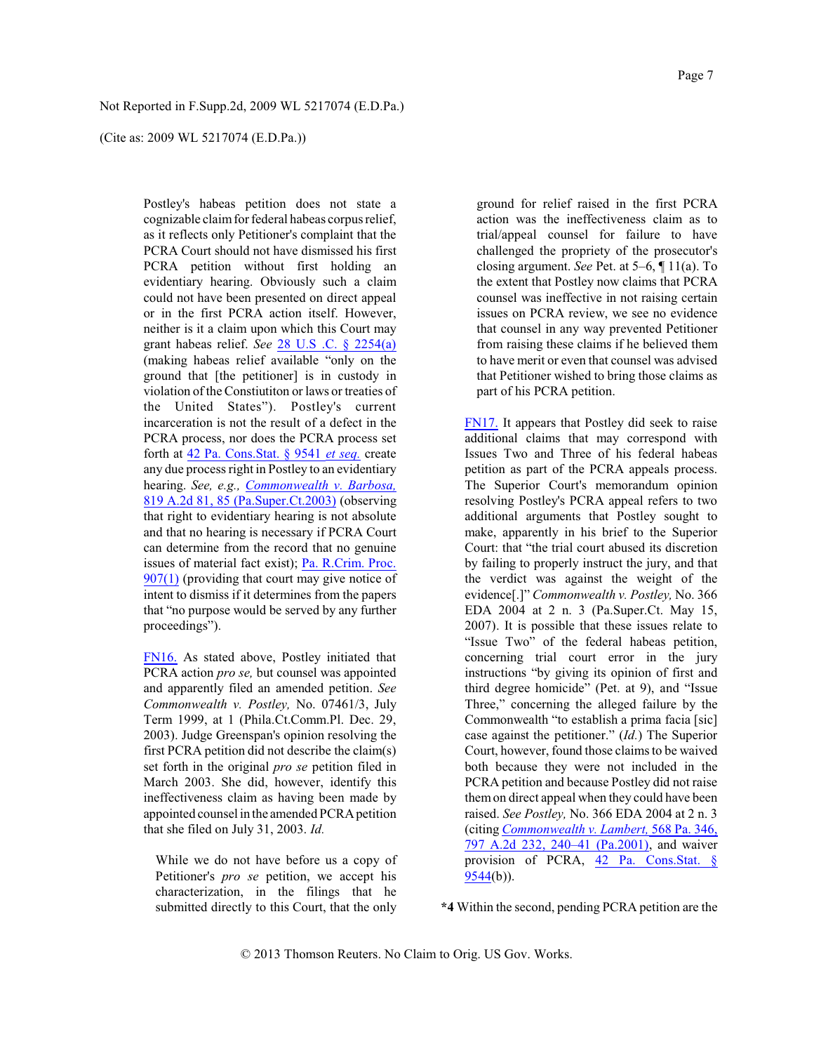Postley's habeas petition does not state a cognizable claim for federal habeas corpus relief, as it reflects only Petitioner's complaint that the PCRA Court should not have dismissed his first PCRA petition without first holding an evidentiary hearing. Obviously such a claim could not have been presented on direct appeal or in the first PCRA action itself. However, neither is it a claim upon which this Court may grant habeas relief. *See* 28 U.S .C. § 2254(a) (making habeas relief available "only on the ground that [the petitioner] is in custody in violation of the Constiutiton or laws or treaties of the United States"). Postley's current incarceration is not the result of a defect in the PCRA process, nor does the PCRA process set forth at 42 Pa. Cons.Stat. § 9541 *et seq.* create any due process right in Postley to an evidentiary hearing. *See, e.g., Commonwealth v. Barbosa,* 819 A.2d 81, 85 (Pa.Super.Ct.2003) (observing that right to evidentiary hearing is not absolute and that no hearing is necessary if PCRA Court can determine from the record that no genuine issues of material fact exist); Pa. R.Crim. Proc. 907(1) (providing that court may give notice of intent to dismiss if it determines from the papers that "no purpose would be served by any further proceedings").

FN16. As stated above, Postley initiated that PCRA action *pro se,* but counsel was appointed and apparently filed an amended petition. *See Commonwealth v. Postley,* No. 07461/3, July Term 1999, at 1 (Phila.Ct.Comm.Pl. Dec. 29, 2003). Judge Greenspan's opinion resolving the first PCRA petition did not describe the claim(s) set forth in the original *pro se* petition filed in March 2003. She did, however, identify this ineffectiveness claim as having been made by appointed counsel in the amended PCRA petition that she filed on July 31, 2003. *Id.*

> While we do not have before us a copy of Petitioner's *pro se* petition, we accept his characterization, in the filings that he submitted directly to this Court, that the only ground for relief raised in the first PCRA action was the ineffectiveness claim as to trial/appeal counsel for failure to have challenged the propriety of the prosecutor's closing argument. *See* Pet. at 5–6, ¶ 11(a). To the extent that Postley now claims that PCRA counsel was ineffective in not raising certain issues on PCRA review, we see no evidence that counsel in any way prevented Petitioner from raising these claims if he believed them to have merit or even that counsel was advised that Petitioner wished to bring those claims as part of his PCRA petition.

FN17. It appears that Postley did seek to raise additional claims that may correspond with Issues Two and Three of his federal habeas petition as part of the PCRA appeals process. The Superior Court's memorandum opinion resolving Postley's PCRA appeal refers to two additional arguments that Postley sought to make, apparently in his brief to the Superior Court: that "the trial court abused its discretion by failing to properly instruct the jury, and that the verdict was against the weight of the evidence[.]" *Commonwealth v. Postley,* No. 366 EDA 2004 at 2 n. 3 (Pa.Super.Ct. May 15, 2007). It is possible that these issues relate to "Issue Two" of the federal habeas petition, concerning trial court error in the jury instructions "by giving its opinion of first and third degree homicide" (Pet. at 9), and "Issue Three," concerning the alleged failure by the Commonwealth "to establish a prima facia [sic] case against the petitioner." (*Id.*) The Superior Court, however, found those claims to be waived both because they were not included in the PCRA petition and because Postley did not raise them on direct appeal when they could have been raised. *See Postley,* No. 366 EDA 2004 at 2 n. 3 (citing *Commonwealth v. Lambert,* 568 Pa. 346, 797 A.2d 232, 240–41 (Pa.2001), and waiver provision of PCRA, 42 Pa. Cons.Stat. § 9544(b)).

**\*4** Within the second, pending PCRA petition are the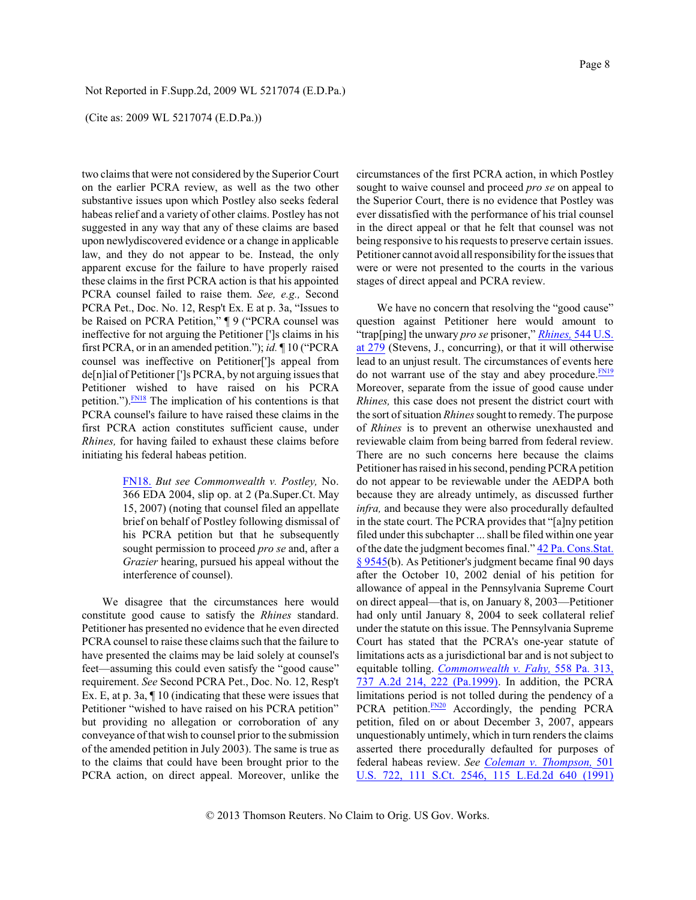two claims that were not considered by the Superior Court on the earlier PCRA review, as well as the two other substantive issues upon which Postley also seeks federal habeas relief and a variety of other claims. Postley has not suggested in any way that any of these claims are based upon newlydiscovered evidence or a change in applicable law, and they do not appear to be. Instead, the only apparent excuse for the failure to have properly raised these claims in the first PCRA action is that his appointed PCRA counsel failed to raise them. *See, e.g.,* Second PCRA Pet., Doc. No. 12, Resp't Ex. E at p. 3a, "Issues to be Raised on PCRA Petition," ¶ 9 ("PCRA counsel was ineffective for not arguing the Petitioner [']s claims in his first PCRA, or in an amended petition."); *id.* ¶ 10 ("PCRA counsel was ineffective on Petitioner[']s appeal from de[n]ial of Petitioner [']s PCRA, by not arguing issues that Petitioner wished to have raised on his PCRA petition.").[FN18] The implication of his contentions is that PCRA counsel's failure to have raised these claims in the first PCRA action constitutes sufficient cause, under *Rhines,* for having failed to exhaust these claims before initiating his federal habeas petition.

> FN18. *But see Commonwealth v. Postley,* No. 366 EDA 2004, slip op. at 2 (Pa.Super.Ct. May 15, 2007) (noting that counsel filed an appellate brief on behalf of Postley following dismissal of his PCRA petition but that he subsequently sought permission to proceed *pro se* and, after a *Grazier* hearing, pursued his appeal without the interference of counsel).

We disagree that the circumstances here would constitute good cause to satisfy the *Rhines* standard. Petitioner has presented no evidence that he even directed PCRA counsel to raise these claims such that the failure to have presented the claims may be laid solely at counsel's feet—assuming this could even satisfy the "good cause" requirement. *See* Second PCRA Pet., Doc. No. 12, Resp't Ex. E, at p. 3a, ¶ 10 (indicating that these were issues that Petitioner "wished to have raised on his PCRA petition" but providing no allegation or corroboration of any conveyance of that wish to counsel prior to the submission of the amended petition in July 2003). The same is true as to the claims that could have been brought prior to the PCRA action, on direct appeal. Moreover, unlike the circumstances of the first PCRA action, in which Postley sought to waive counsel and proceed *pro se* on appeal to the Superior Court, there is no evidence that Postley was ever dissatisfied with the performance of his trial counsel in the direct appeal or that he felt that counsel was not being responsive to his requests to preserve certain issues. Petitioner cannot avoid all responsibility for the issues that were or were not presented to the courts in the various stages of direct appeal and PCRA review.

We have no concern that resolving the "good cause" question against Petitioner here would amount to "trap[ping] the unwary *pro se* prisoner," *Rhines,* 544 U.S. at 279 (Stevens, J., concurring), or that it will otherwise lead to an unjust result. The circumstances of events here do not warrant use of the stay and abey procedure.[FN19] Moreover, separate from the issue of good cause under *Rhines,* this case does not present the district court with the sort of situation *Rhines* sought to remedy. The purpose of *Rhines* is to prevent an otherwise unexhausted and reviewable claim from being barred from federal review. There are no such concerns here because the claims Petitioner has raised in his second, pending PCRA petition do not appear to be reviewable under the AEDPA both because they are already untimely, as discussed further *infra,* and because they were also procedurally defaulted in the state court. The PCRA provides that "[a]ny petition filed under this subchapter ... shall be filed within one year of the date the judgment becomes final." 42 Pa. Cons.Stat. § 9545(b). As Petitioner's judgment became final 90 days after the October 10, 2002 denial of his petition for allowance of appeal in the Pennsylvania Supreme Court on direct appeal—that is, on January 8, 2003—Petitioner had only until January 8, 2004 to seek collateral relief under the statute on this issue. The Pennsylvania Supreme Court has stated that the PCRA's one-year statute of limitations acts as a jurisdictional bar and is not subject to equitable tolling. *Commonwealth v. Fahy,* 558 Pa. 313, 737 A.2d 214, 222 (Pa.1999). In addition, the PCRA limitations period is not tolled during the pendency of a PCRA petition.[FN20] Accordingly, the pending PCRA petition, filed on or about December 3, 2007, appears unquestionably untimely, which in turn renders the claims asserted there procedurally defaulted for purposes of federal habeas review. *See Coleman v. Thompson,* 501 U.S. 722, 111 S.Ct. 2546, 115 L.Ed.2d 640 (1991)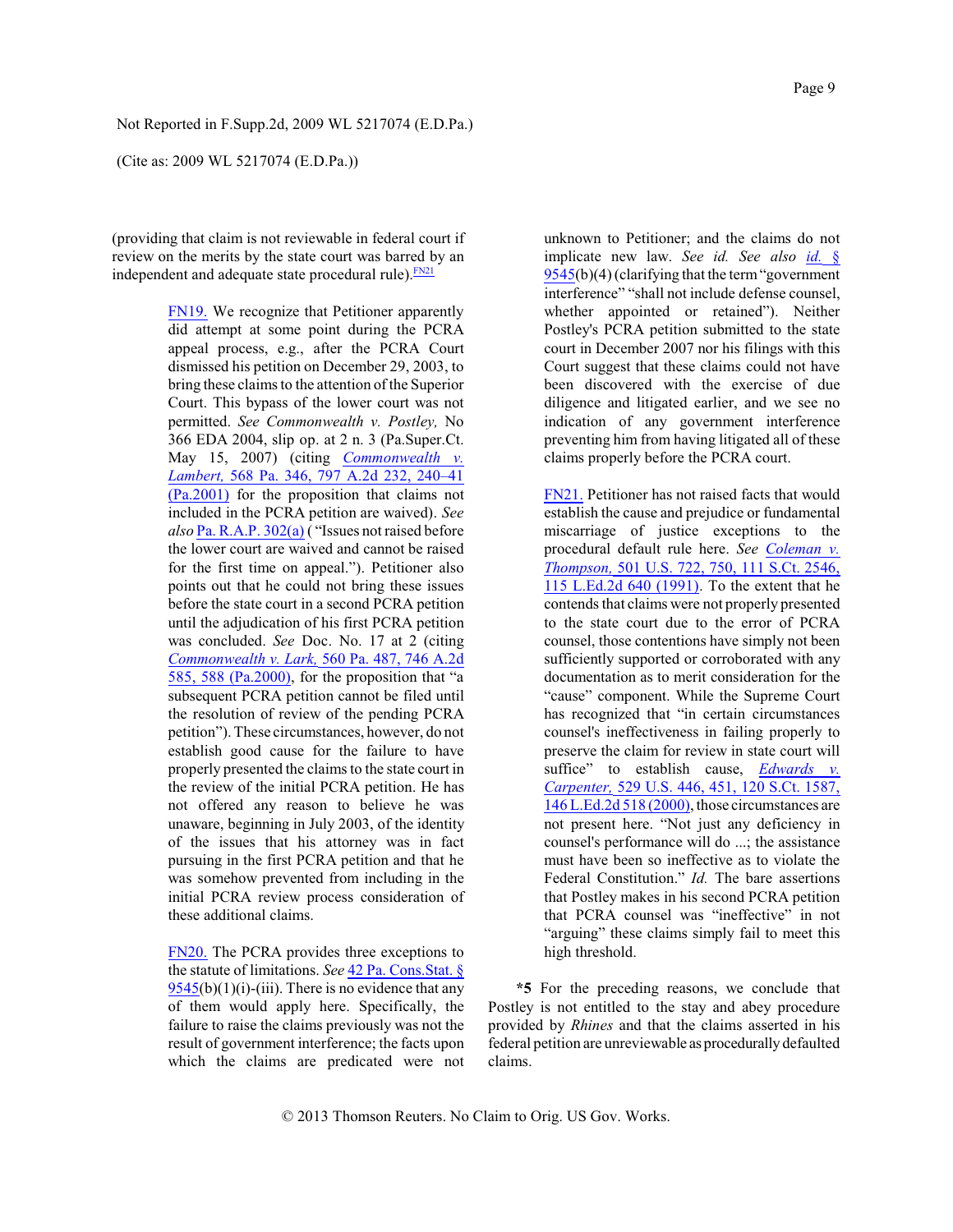(providing that claim is not reviewable in federal court if review on the merits by the state court was barred by an independent and adequate state procedural rule).[FN21]

FN19. We recognize that Petitioner apparently did attempt at some point during the PCRA appeal process, e.g., after the PCRA Court dismissed his petition on December 29, 2003, to bring these claims to the attention of the Superior Court. This bypass of the lower court was not permitted. *See Commonwealth v. Postley,* No 366 EDA 2004, slip op. at 2 n. 3 (Pa.Super.Ct. May 15, 2007) (citing *Commonwealth v. Lambert,* 568 Pa. 346, 797 A.2d 232, 240–41 (Pa.2001) for the proposition that claims not included in the PCRA petition are waived). *See also* Pa. R.A.P. 302(a) ( "Issues not raised before the lower court are waived and cannot be raised for the first time on appeal."). Petitioner also points out that he could not bring these issues before the state court in a second PCRA petition until the adjudication of his first PCRA petition was concluded. *See* Doc. No. 17 at 2 (citing *Commonwealth v. Lark,* 560 Pa. 487, 746 A.2d 585, 588 (Pa.2000), for the proposition that "a subsequent PCRA petition cannot be filed until the resolution of review of the pending PCRA petition"). These circumstances, however, do not establish good cause for the failure to have properly presented the claims to the state court in the review of the initial PCRA petition. He has not offered any reason to believe he was unaware, beginning in July 2003, of the identity of the issues that his attorney was in fact pursuing in the first PCRA petition and that he was somehow prevented from including in the initial PCRA review process consideration of these additional claims.

FN20. The PCRA provides three exceptions to the statute of limitations. *See* 42 Pa. Cons.Stat. § 9545(b)(1)(i)-(iii). There is no evidence that any of them would apply here. Specifically, the failure to raise the claims previously was not the result of government interference; the facts upon which the claims are predicated were not unknown to Petitioner; and the claims do not implicate new law. *See id. See also id.* § 9545(b)(4) (clarifying that the term "government interference" "shall not include defense counsel, whether appointed or retained"). Neither Postley's PCRA petition submitted to the state court in December 2007 nor his filings with this Court suggest that these claims could not have been discovered with the exercise of due diligence and litigated earlier, and we see no indication of any government interference preventing him from having litigated all of these claims properly before the PCRA court.

FN21. Petitioner has not raised facts that would establish the cause and prejudice or fundamental miscarriage of justice exceptions to the procedural default rule here. *See Coleman v. Thompson,* 501 U.S. 722, 750, 111 S.Ct. 2546, 115 L.Ed.2d 640 (1991). To the extent that he contends that claims were not properly presented to the state court due to the error of PCRA counsel, those contentions have simply not been sufficiently supported or corroborated with any documentation as to merit consideration for the "cause" component. While the Supreme Court has recognized that "in certain circumstances counsel's ineffectiveness in failing properly to preserve the claim for review in state court will suffice" to establish cause, *Edwards v. Carpenter,* 529 U.S. 446, 451, 120 S.Ct. 1587, 146 L.Ed.2d 518 (2000), those circumstances are not present here. "Not just any deficiency in counsel's performance will do ...; the assistance must have been so ineffective as to violate the Federal Constitution." *Id.* The bare assertions that Postley makes in his second PCRA petition that PCRA counsel was "ineffective" in not "arguing" these claims simply fail to meet this high threshold.

**\*5** For the preceding reasons, we conclude that Postley is not entitled to the stay and abey procedure provided by *Rhines* and that the claims asserted in his federal petition are unreviewable as procedurally defaulted claims.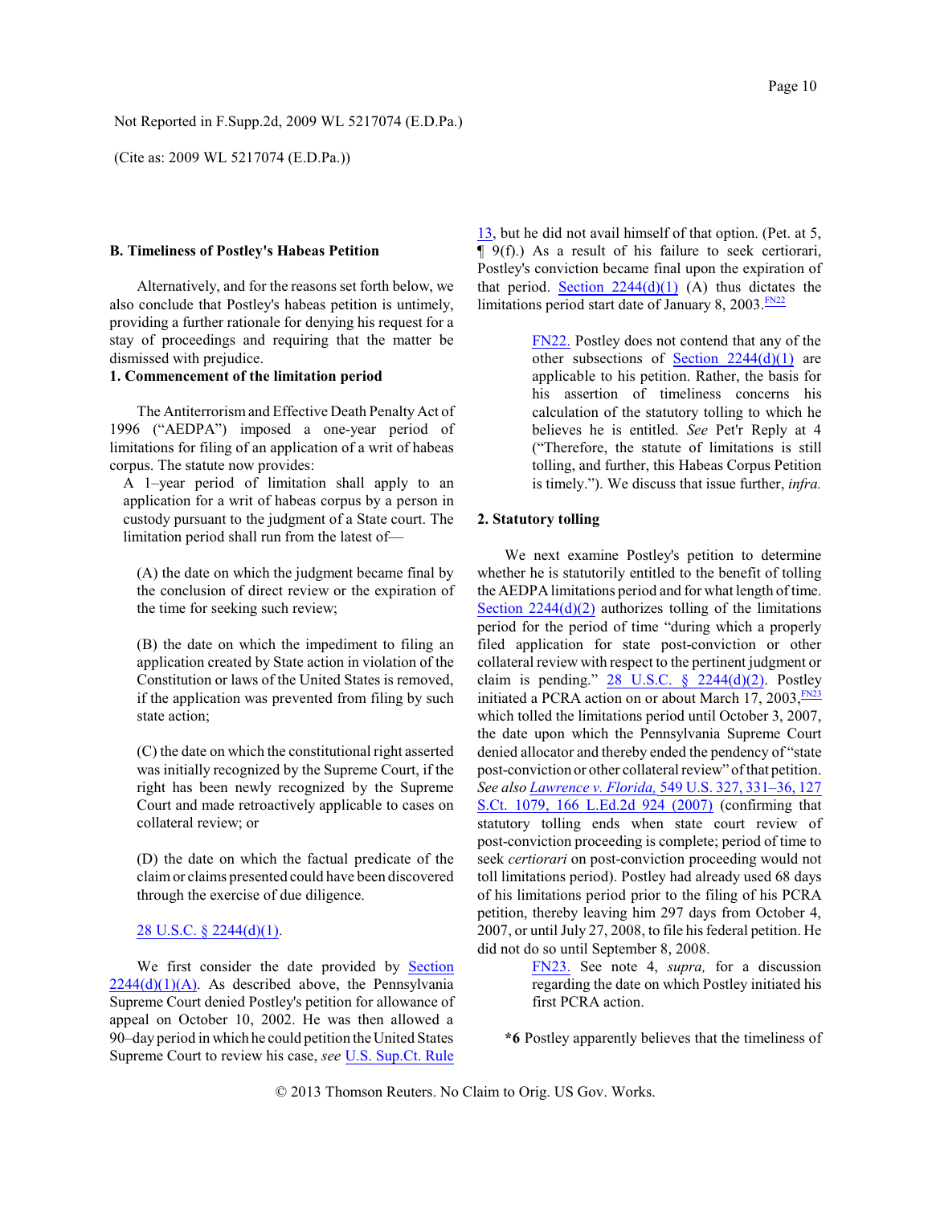## B. Timeliness of Postley's Habeas Petition

Alternatively, and for the reasons set forth below, we also conclude that Postley's habeas petition is untimely, providing a further rationale for denying his request for a stay of proceedings and requiring that the matter be dismissed with prejudice.

### 1. Commencement of the limitation period

The Antiterrorism and Effective Death Penalty Act of 1996 ("AEDPA") imposed a one-year period of limitations for filing of an application of a writ of habeas corpus. The statute now provides:

> A 1–year period of limitation shall apply to an application for a writ of habeas corpus by a person in custody pursuant to the judgment of a State court. The limitation period shall run from the latest of—
>
> (A) the date on which the judgment became final by the conclusion of direct review or the expiration of the time for seeking such review;
>
> (B) the date on which the impediment to filing an application created by State action in violation of the Constitution or laws of the United States is removed, if the application was prevented from filing by such state action;
>
> (C) the date on which the constitutional right asserted was initially recognized by the Supreme Court, if the right has been newly recognized by the Supreme Court and made retroactively applicable to cases on collateral review; or
>
> (D) the date on which the factual predicate of the claim or claims presented could have been discovered through the exercise of due diligence.
>
> 28 U.S.C. § 2244(d)(1).

We first consider the date provided by Section 2244(d)(1)(A). As described above, the Pennsylvania Supreme Court denied Postley's petition for allowance of appeal on October 10, 2002. He was then allowed a 90–day period in which he could petition the United States Supreme Court to review his case, *see* U.S. Sup.Ct. Rule 13, but he did not avail himself of that option. (Pet. at 5, ¶ 9(f).) As a result of his failure to seek certiorari, Postley's conviction became final upon the expiration of that period. Section 2244(d)(1) (A) thus dictates the limitations period start date of January 8, 2003.[FN22]

> FN22. Postley does not contend that any of the other subsections of Section 2244(d)(1) are applicable to his petition. Rather, the basis for his assertion of timeliness concerns his calculation of the statutory tolling to which he believes he is entitled. *See* Pet'r Reply at 4 ("Therefore, the statute of limitations is still tolling, and further, this Habeas Corpus Petition is timely."). We discuss that issue further, *infra.*

### 2. Statutory tolling

We next examine Postley's petition to determine whether he is statutorily entitled to the benefit of tolling the AEDPA limitations period and for what length of time. Section 2244(d)(2) authorizes tolling of the limitations period for the period of time "during which a properly filed application for state post-conviction or other collateral review with respect to the pertinent judgment or claim is pending." 28 U.S.C. § 2244(d)(2). Postley initiated a PCRA action on or about March 17, 2003,[FN23] which tolled the limitations period until October 3, 2007, the date upon which the Pennsylvania Supreme Court denied allocator and thereby ended the pendency of "state post-conviction or other collateral review" of that petition. *See also Lawrence v. Florida,* 549 U.S. 327, 331–36, 127 S.Ct. 1079, 166 L.Ed.2d 924 (2007) (confirming that statutory tolling ends when state court review of post-conviction proceeding is complete; period of time to seek *certiorari* on post-conviction proceeding would not toll limitations period). Postley had already used 68 days of his limitations period prior to the filing of his PCRA petition, thereby leaving him 297 days from October 4, 2007, or until July 27, 2008, to file his federal petition. He did not do so until September 8, 2008.

> FN23. See note 4, *supra,* for a discussion regarding the date on which Postley initiated his first PCRA action.

**\*6** Postley apparently believes that the timeliness of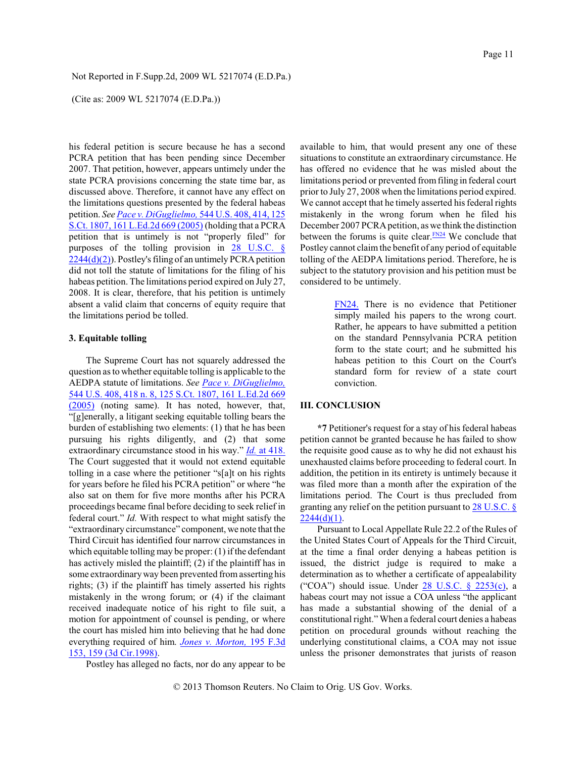his federal petition is secure because he has a second PCRA petition that has been pending since December 2007. That petition, however, appears untimely under the state PCRA provisions concerning the state time bar, as discussed above. Therefore, it cannot have any effect on the limitations questions presented by the federal habeas petition. *See Pace v. DiGuglielmo,* 544 U.S. 408, 414, 125 S.Ct. 1807, 161 L.Ed.2d 669 (2005) (holding that a PCRA petition that is untimely is not "properly filed" for purposes of the tolling provision in 28 U.S.C. § 2244(d)(2)). Postley's filing of an untimely PCRA petition did not toll the statute of limitations for the filing of his habeas petition. The limitations period expired on July 27, 2008. It is clear, therefore, that his petition is untimely absent a valid claim that concerns of equity require that the limitations period be tolled.

### 3. Equitable tolling

The Supreme Court has not squarely addressed the question as to whether equitable tolling is applicable to the AEDPA statute of limitations. *See Pace v. DiGuglielmo,* 544 U.S. 408, 418 n. 8, 125 S.Ct. 1807, 161 L.Ed.2d 669 (2005) (noting same). It has noted, however, that, "[g]enerally, a litigant seeking equitable tolling bears the burden of establishing two elements: (1) that he has been pursuing his rights diligently, and (2) that some extraordinary circumstance stood in his way." *Id.* at 418. The Court suggested that it would not extend equitable tolling in a case where the petitioner "s[a]t on his rights for years before he filed his PCRA petition" or where "he also sat on them for five more months after his PCRA proceedings became final before deciding to seek relief in federal court." *Id.* With respect to what might satisfy the "extraordinary circumstance" component, we note that the Third Circuit has identified four narrow circumstances in which equitable tolling may be proper: (1) if the defendant has actively misled the plaintiff; (2) if the plaintiff has in some extraordinary way been prevented from asserting his rights; (3) if the plaintiff has timely asserted his rights mistakenly in the wrong forum; or (4) if the claimant received inadequate notice of his right to file suit, a motion for appointment of counsel is pending, or where the court has misled him into believing that he had done everything required of him. *Jones v. Morton,* 195 F.3d 153, 159 (3d Cir.1998).

Postley has alleged no facts, nor do any appear to be available to him, that would present any one of these situations to constitute an extraordinary circumstance. He has offered no evidence that he was misled about the limitations period or prevented from filing in federal court prior to July 27, 2008 when the limitations period expired. We cannot accept that he timely asserted his federal rights mistakenly in the wrong forum when he filed his December 2007 PCRA petition, as we think the distinction between the forums is quite clear.[FN24] We conclude that Postley cannot claim the benefit of any period of equitable tolling of the AEDPA limitations period. Therefore, he is subject to the statutory provision and his petition must be considered to be untimely.

> FN24. There is no evidence that Petitioner simply mailed his papers to the wrong court. Rather, he appears to have submitted a petition on the standard Pennsylvania PCRA petition form to the state court; and he submitted his habeas petition to this Court on the Court's standard form for review of a state court conviction.

## III. CONCLUSION

**\*7** Petitioner's request for a stay of his federal habeas petition cannot be granted because he has failed to show the requisite good cause as to why he did not exhaust his unexhausted claims before proceeding to federal court. In addition, the petition in its entirety is untimely because it was filed more than a month after the expiration of the limitations period. The Court is thus precluded from granting any relief on the petition pursuant to 28 U.S.C. § 2244(d)(1).

Pursuant to Local Appellate Rule 22.2 of the Rules of the United States Court of Appeals for the Third Circuit, at the time a final order denying a habeas petition is issued, the district judge is required to make a determination as to whether a certificate of appealability ("COA") should issue. Under 28 U.S.C. § 2253(c), a habeas court may not issue a COA unless "the applicant has made a substantial showing of the denial of a constitutional right." When a federal court denies a habeas petition on procedural grounds without reaching the underlying constitutional claims, a COA may not issue unless the prisoner demonstrates that jurists of reason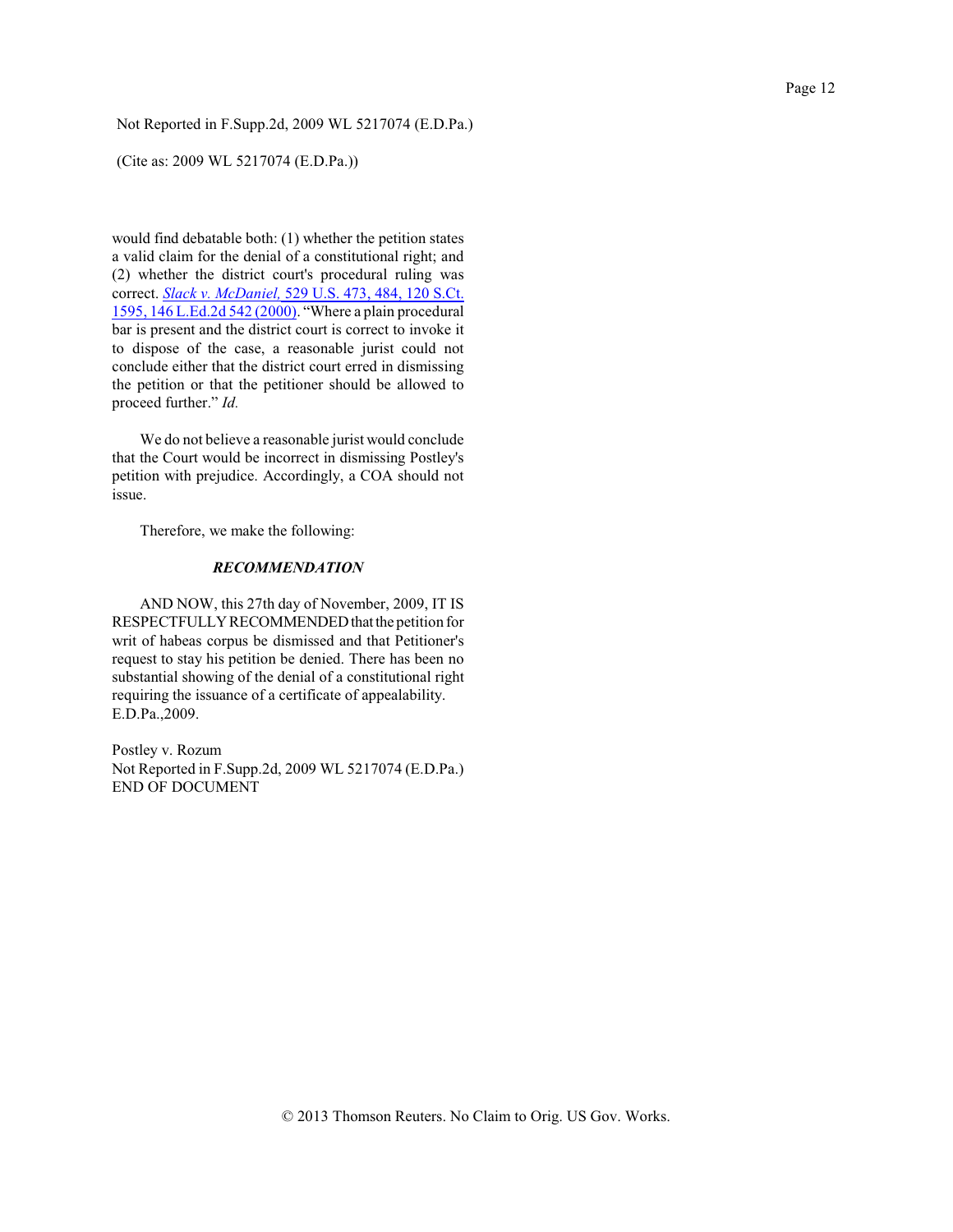would find debatable both: (1) whether the petition states a valid claim for the denial of a constitutional right; and (2) whether the district court's procedural ruling was correct. *Slack v. McDaniel,* 529 U.S. 473, 484, 120 S.Ct. 1595, 146 L.Ed.2d 542 (2000). "Where a plain procedural bar is present and the district court is correct to invoke it to dispose of the case, a reasonable jurist could not conclude either that the district court erred in dismissing the petition or that the petitioner should be allowed to proceed further." *Id.*

We do not believe a reasonable jurist would conclude that the Court would be incorrect in dismissing Postley's petition with prejudice. Accordingly, a COA should not issue.

Therefore, we make the following:

***RECOMMENDATION***

AND NOW, this 27th day of November, 2009, IT IS RESPECTFULLY RECOMMENDED that the petition for writ of habeas corpus be dismissed and that Petitioner's request to stay his petition be denied. There has been no substantial showing of the denial of a constitutional right requiring the issuance of a certificate of appealability.
E.D.Pa.,2009.

Postley v. Rozum
Not Reported in F.Supp.2d, 2009 WL 5217074 (E.D.Pa.)
END OF DOCUMENT